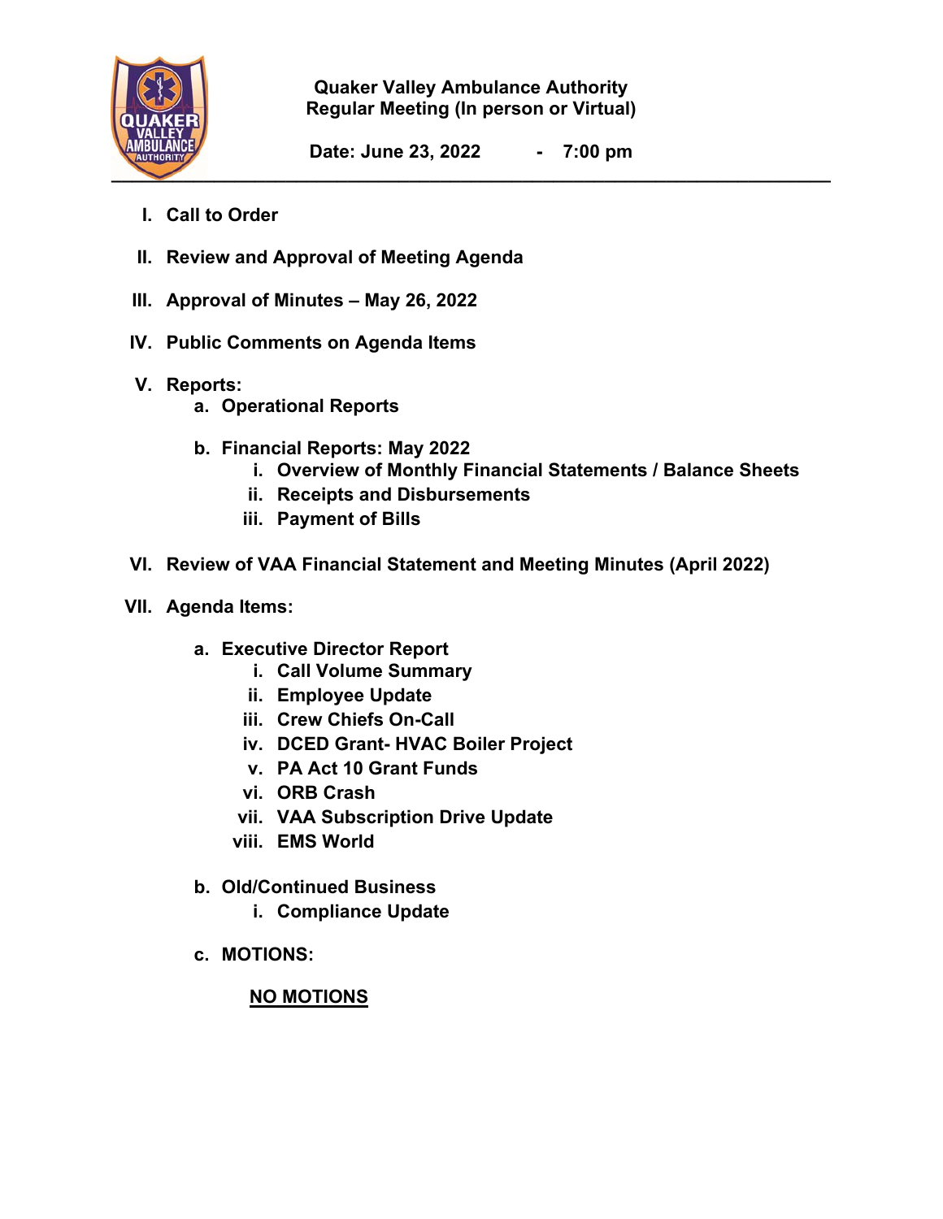# Quaker Valley Ambulance Authority
## Regular Meeting (In person or Virtual)

**Date: June 23, 2022 - 7:00 pm**

---

I. **Call to Order**

II. **Review and Approval of Meeting Agenda**

III. **Approval of Minutes – May 26, 2022**

IV. **Public Comments on Agenda Items**

V. **Reports:**
   - a. **Operational Reports**
   - b. **Financial Reports: May 2022**
     - i. **Overview of Monthly Financial Statements / Balance Sheets**
     - ii. **Receipts and Disbursements**
     - iii. **Payment of Bills**

VI. **Review of VAA Financial Statement and Meeting Minutes (April 2022)**

VII. **Agenda Items:**
   - a. **Executive Director Report**
     - i. **Call Volume Summary**
     - ii. **Employee Update**
     - iii. **Crew Chiefs On-Call**
     - iv. **DCED Grant- HVAC Boiler Project**
     - v. **PA Act 10 Grant Funds**
     - vi. **ORB Crash**
     - vii. **VAA Subscription Drive Update**
     - viii. **EMS World**
   - b. **Old/Continued Business**
     - i. **Compliance Update**
   - c. **MOTIONS:**

     **NO MOTIONS**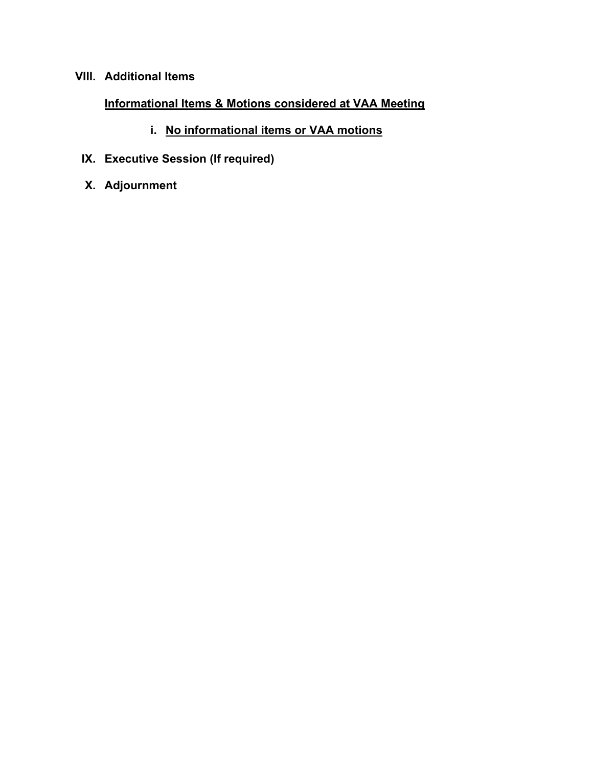**VIII. Additional Items**

**<u>Informational Items & Motions considered at VAA Meeting</u>**

**i. <u>No informational items or VAA motions</u>**

**IX. Executive Session (If required)**

**X. Adjournment**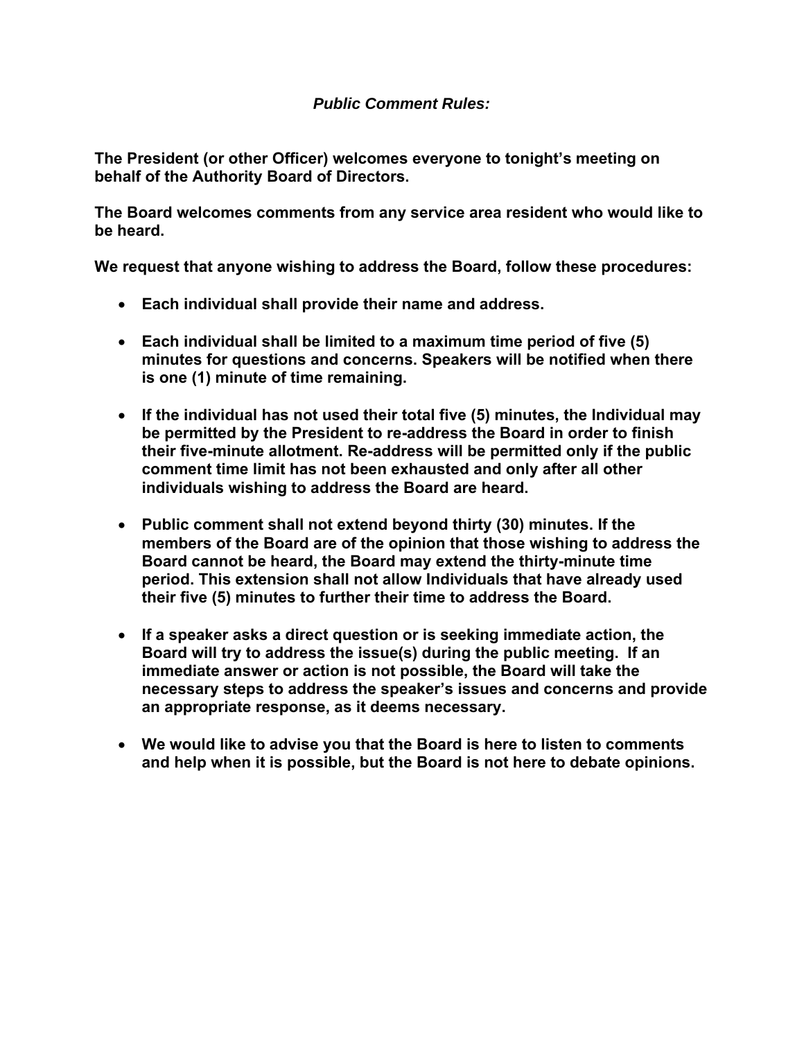***Public Comment Rules:***

**The President (or other Officer) welcomes everyone to tonight's meeting on behalf of the Authority Board of Directors.**

**The Board welcomes comments from any service area resident who would like to be heard.**

**We request that anyone wishing to address the Board, follow these procedures:**

- **Each individual shall provide their name and address.**
- **Each individual shall be limited to a maximum time period of five (5) minutes for questions and concerns. Speakers will be notified when there is one (1) minute of time remaining.**
- **If the individual has not used their total five (5) minutes, the Individual may be permitted by the President to re-address the Board in order to finish their five-minute allotment. Re-address will be permitted only if the public comment time limit has not been exhausted and only after all other individuals wishing to address the Board are heard.**
- **Public comment shall not extend beyond thirty (30) minutes. If the members of the Board are of the opinion that those wishing to address the Board cannot be heard, the Board may extend the thirty-minute time period. This extension shall not allow Individuals that have already used their five (5) minutes to further their time to address the Board.**
- **If a speaker asks a direct question or is seeking immediate action, the Board will try to address the issue(s) during the public meeting. If an immediate answer or action is not possible, the Board will take the necessary steps to address the speaker's issues and concerns and provide an appropriate response, as it deems necessary.**
- **We would like to advise you that the Board is here to listen to comments and help when it is possible, but the Board is not here to debate opinions.**